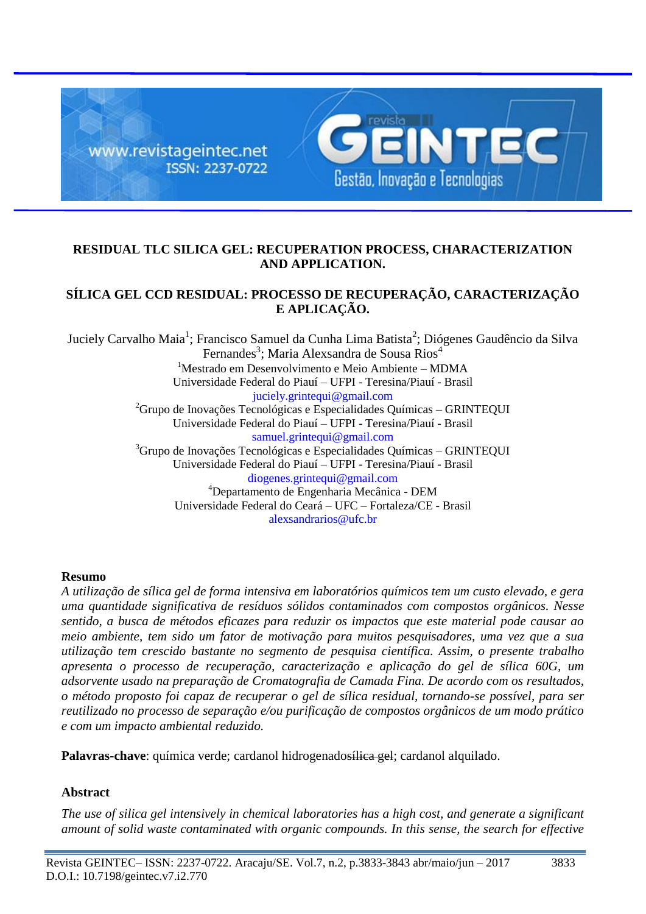# RESIDUAL TLC SILICA GEL: RECUPERATION PROCESS, CHARACTERIZATION AND APPLICATION.

# SÍLICA GEL CCD RESIDUAL: PROCESSO DE RECUPERAÇÃO, CARACTERIZAÇÃO E APLICAÇÃO.

Juciely Carvalho Maia[1]; Francisco Samuel da Cunha Lima Batista[2]; Diógenes Gaudêncio da Silva Fernandes[3]; Maria Alexsandra de Sousa Rios[4]

[1]Mestrado em Desenvolvimento e Meio Ambiente – MDMA
Universidade Federal do Piauí – UFPI - Teresina/Piauí - Brasil
juciely.grintequi@gmail.com

[2]Grupo de Inovações Tecnológicas e Especialidades Químicas – GRINTEQUI
Universidade Federal do Piauí – UFPI - Teresina/Piauí - Brasil
samuel.grintequi@gmail.com

[3]Grupo de Inovações Tecnológicas e Especialidades Químicas – GRINTEQUI
Universidade Federal do Piauí – UFPI - Teresina/Piauí - Brasil
diogenes.grintequi@gmail.com

[4]Departamento de Engenharia Mecânica - DEM
Universidade Federal do Ceará – UFC – Fortaleza/CE - Brasil
alexsandrarios@ufc.br

**Resumo**

*A utilização de sílica gel de forma intensiva em laboratórios químicos tem um custo elevado, e gera uma quantidade significativa de resíduos sólidos contaminados com compostos orgânicos. Nesse sentido, a busca de métodos eficazes para reduzir os impactos que este material pode causar ao meio ambiente, tem sido um fator de motivação para muitos pesquisadores, uma vez que a sua utilização tem crescido bastante no segmento de pesquisa científica. Assim, o presente trabalho apresenta o processo de recuperação, caracterização e aplicação do gel de sílica 60G, um adsorvente usado na preparação de Cromatografia de Camada Fina. De acordo com os resultados, o método proposto foi capaz de recuperar o gel de sílica residual, tornando-se possível, para ser reutilizado no processo de separação e/ou purificação de compostos orgânicos de um modo prático e com um impacto ambiental reduzido.*

**Palavras-chave**: química verde; cardanol hidrogenado~~sílica gel~~; cardanol alquilado.

**Abstract**

*The use of silica gel intensively in chemical laboratories has a high cost, and generate a significant amount of solid waste contaminated with organic compounds. In this sense, the search for effective*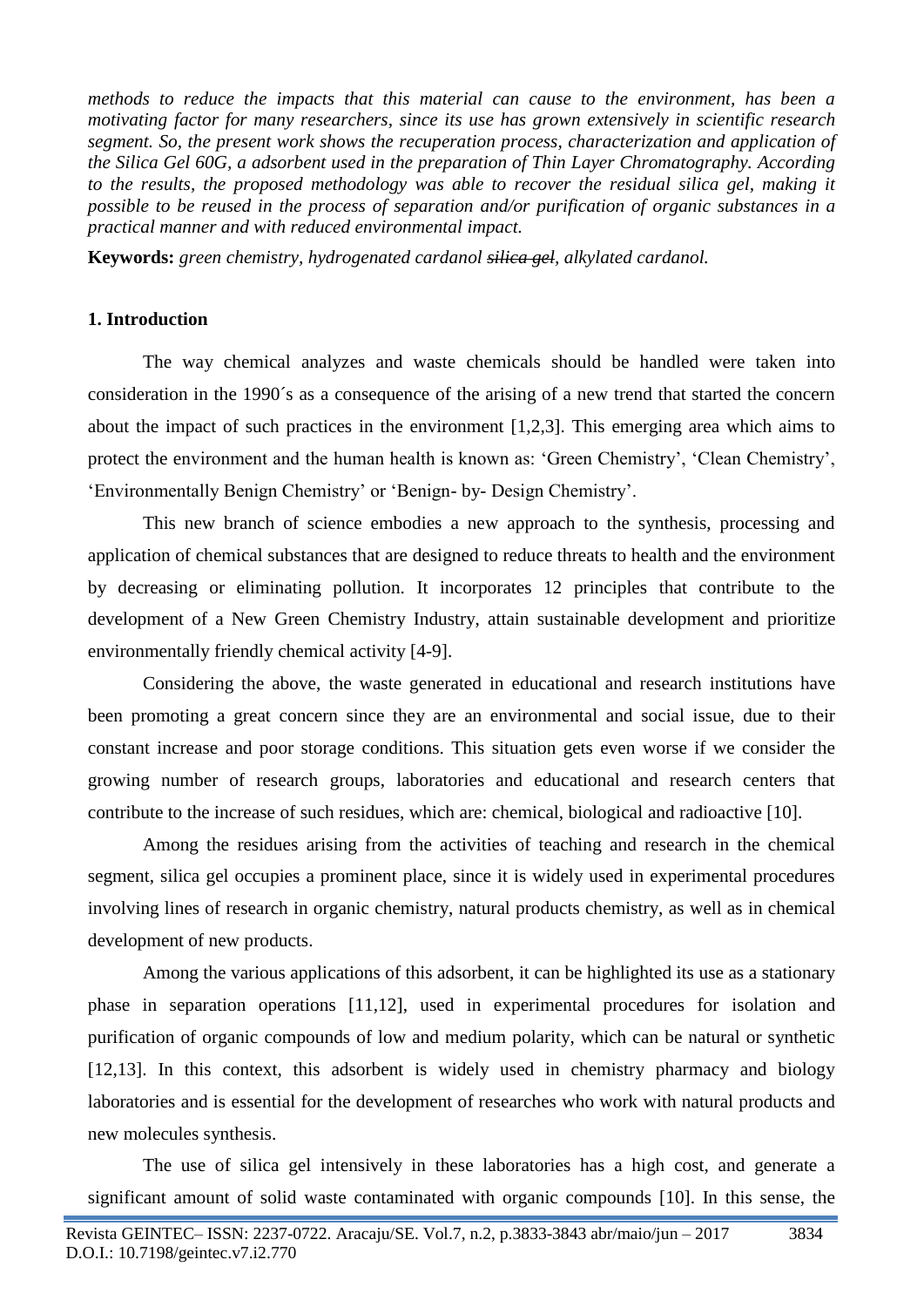*methods to reduce the impacts that this material can cause to the environment, has been a motivating factor for many researchers, since its use has grown extensively in scientific research segment. So, the present work shows the recuperation process, characterization and application of the Silica Gel 60G, a adsorbent used in the preparation of Thin Layer Chromatography. According to the results, the proposed methodology was able to recover the residual silica gel, making it possible to be reused in the process of separation and/or purification of organic substances in a practical manner and with reduced environmental impact.*

**Keywords:** *green chemistry, hydrogenated cardanol ~~silica gel~~, alkylated cardanol.*

## 1. Introduction

The way chemical analyzes and waste chemicals should be handled were taken into consideration in the 1990´s as a consequence of the arising of a new trend that started the concern about the impact of such practices in the environment [1,2,3]. This emerging area which aims to protect the environment and the human health is known as: 'Green Chemistry', 'Clean Chemistry', 'Environmentally Benign Chemistry' or 'Benign- by- Design Chemistry'.

This new branch of science embodies a new approach to the synthesis, processing and application of chemical substances that are designed to reduce threats to health and the environment by decreasing or eliminating pollution. It incorporates 12 principles that contribute to the development of a New Green Chemistry Industry, attain sustainable development and prioritize environmentally friendly chemical activity [4-9].

Considering the above, the waste generated in educational and research institutions have been promoting a great concern since they are an environmental and social issue, due to their constant increase and poor storage conditions. This situation gets even worse if we consider the growing number of research groups, laboratories and educational and research centers that contribute to the increase of such residues, which are: chemical, biological and radioactive [10].

Among the residues arising from the activities of teaching and research in the chemical segment, silica gel occupies a prominent place, since it is widely used in experimental procedures involving lines of research in organic chemistry, natural products chemistry, as well as in chemical development of new products.

Among the various applications of this adsorbent, it can be highlighted its use as a stationary phase in separation operations [11,12], used in experimental procedures for isolation and purification of organic compounds of low and medium polarity, which can be natural or synthetic [12,13]. In this context, this adsorbent is widely used in chemistry pharmacy and biology laboratories and is essential for the development of researches who work with natural products and new molecules synthesis.

The use of silica gel intensively in these laboratories has a high cost, and generate a significant amount of solid waste contaminated with organic compounds [10]. In this sense, the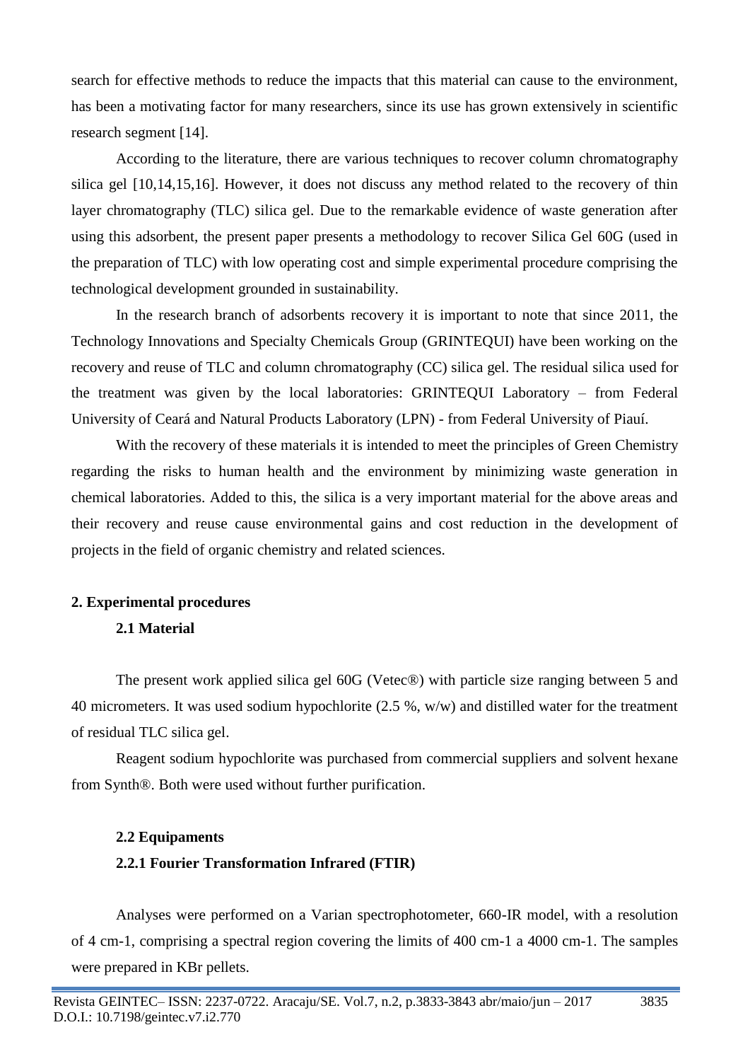search for effective methods to reduce the impacts that this material can cause to the environment, has been a motivating factor for many researchers, since its use has grown extensively in scientific research segment [14].

According to the literature, there are various techniques to recover column chromatography silica gel [10,14,15,16]. However, it does not discuss any method related to the recovery of thin layer chromatography (TLC) silica gel. Due to the remarkable evidence of waste generation after using this adsorbent, the present paper presents a methodology to recover Silica Gel 60G (used in the preparation of TLC) with low operating cost and simple experimental procedure comprising the technological development grounded in sustainability.

In the research branch of adsorbents recovery it is important to note that since 2011, the Technology Innovations and Specialty Chemicals Group (GRINTEQUI) have been working on the recovery and reuse of TLC and column chromatography (CC) silica gel. The residual silica used for the treatment was given by the local laboratories: GRINTEQUI Laboratory – from Federal University of Ceará and Natural Products Laboratory (LPN) - from Federal University of Piauí.

With the recovery of these materials it is intended to meet the principles of Green Chemistry regarding the risks to human health and the environment by minimizing waste generation in chemical laboratories. Added to this, the silica is a very important material for the above areas and their recovery and reuse cause environmental gains and cost reduction in the development of projects in the field of organic chemistry and related sciences.

## 2. Experimental procedures

### 2.1 Material

The present work applied silica gel 60G (Vetec®) with particle size ranging between 5 and 40 micrometers. It was used sodium hypochlorite (2.5 %, w/w) and distilled water for the treatment of residual TLC silica gel.

Reagent sodium hypochlorite was purchased from commercial suppliers and solvent hexane from Synth®. Both were used without further purification.

### 2.2 Equipaments

#### 2.2.1 Fourier Transformation Infrared (FTIR)

Analyses were performed on a Varian spectrophotometer, 660-IR model, with a resolution of 4 $cm^{-1}$, comprising a spectral region covering the limits of 400 $cm^{-1}$ a 4000 $cm^{-1}$. The samples were prepared in KBr pellets.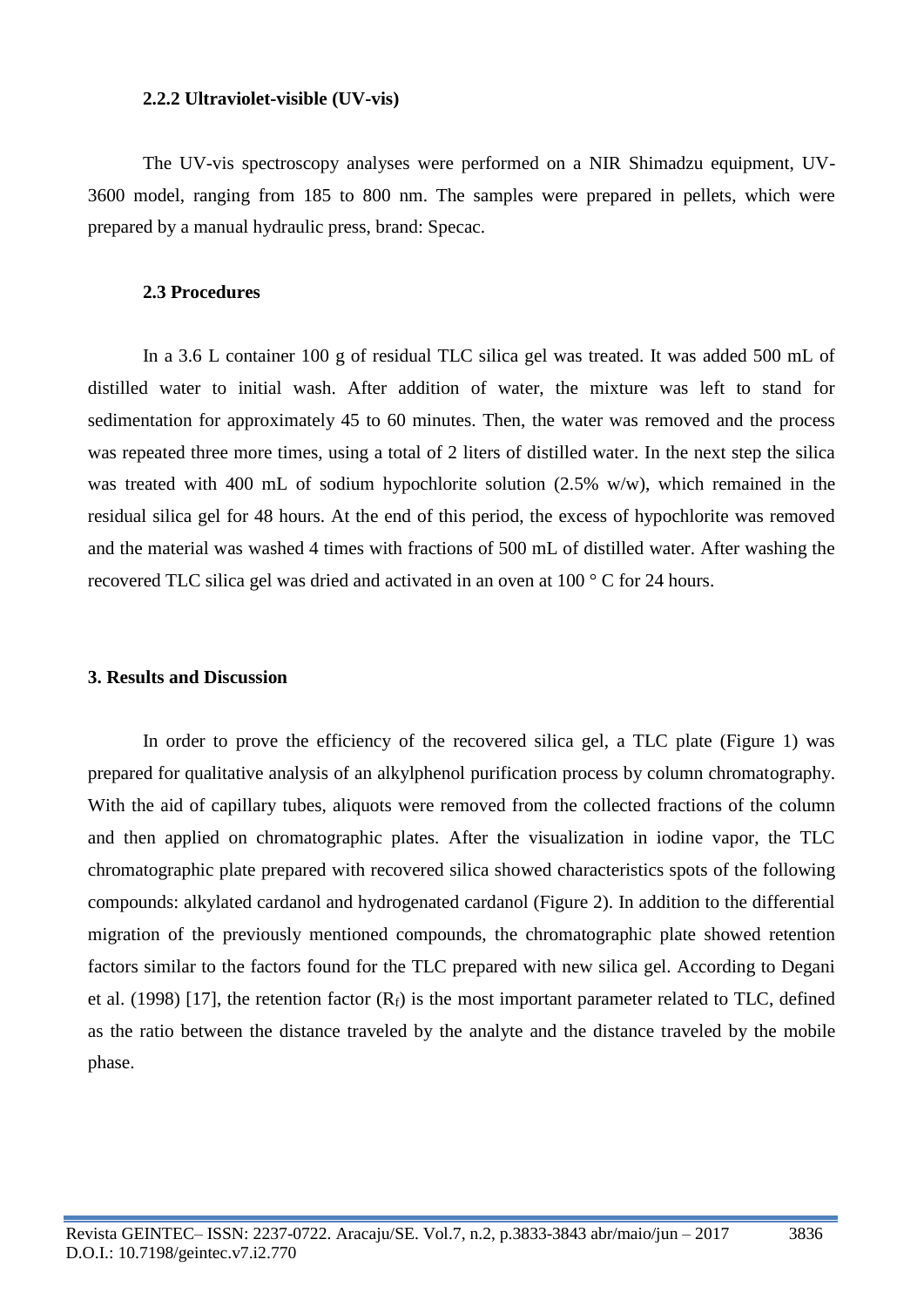### 2.2.2 Ultraviolet-visible (UV-vis)

The UV-vis spectroscopy analyses were performed on a NIR Shimadzu equipment, UV-3600 model, ranging from 185 to 800 nm. The samples were prepared in pellets, which were prepared by a manual hydraulic press, brand: Specac.

### 2.3 Procedures

In a 3.6 L container 100 g of residual TLC silica gel was treated. It was added 500 mL of distilled water to initial wash. After addition of water, the mixture was left to stand for sedimentation for approximately 45 to 60 minutes. Then, the water was removed and the process was repeated three more times, using a total of 2 liters of distilled water. In the next step the silica was treated with 400 mL of sodium hypochlorite solution (2.5% w/w), which remained in the residual silica gel for 48 hours. At the end of this period, the excess of hypochlorite was removed and the material was washed 4 times with fractions of 500 mL of distilled water. After washing the recovered TLC silica gel was dried and activated in an oven at 100 ° C for 24 hours.

## 3. Results and Discussion

In order to prove the efficiency of the recovered silica gel, a TLC plate (Figure 1) was prepared for qualitative analysis of an alkylphenol purification process by column chromatography. With the aid of capillary tubes, aliquots were removed from the collected fractions of the column and then applied on chromatographic plates. After the visualization in iodine vapor, the TLC chromatographic plate prepared with recovered silica showed characteristics spots of the following compounds: alkylated cardanol and hydrogenated cardanol (Figure 2). In addition to the differential migration of the previously mentioned compounds, the chromatographic plate showed retention factors similar to the factors found for the TLC prepared with new silica gel. According to Degani et al. (1998) [17], the retention factor ($R_f$) is the most important parameter related to TLC, defined as the ratio between the distance traveled by the analyte and the distance traveled by the mobile phase.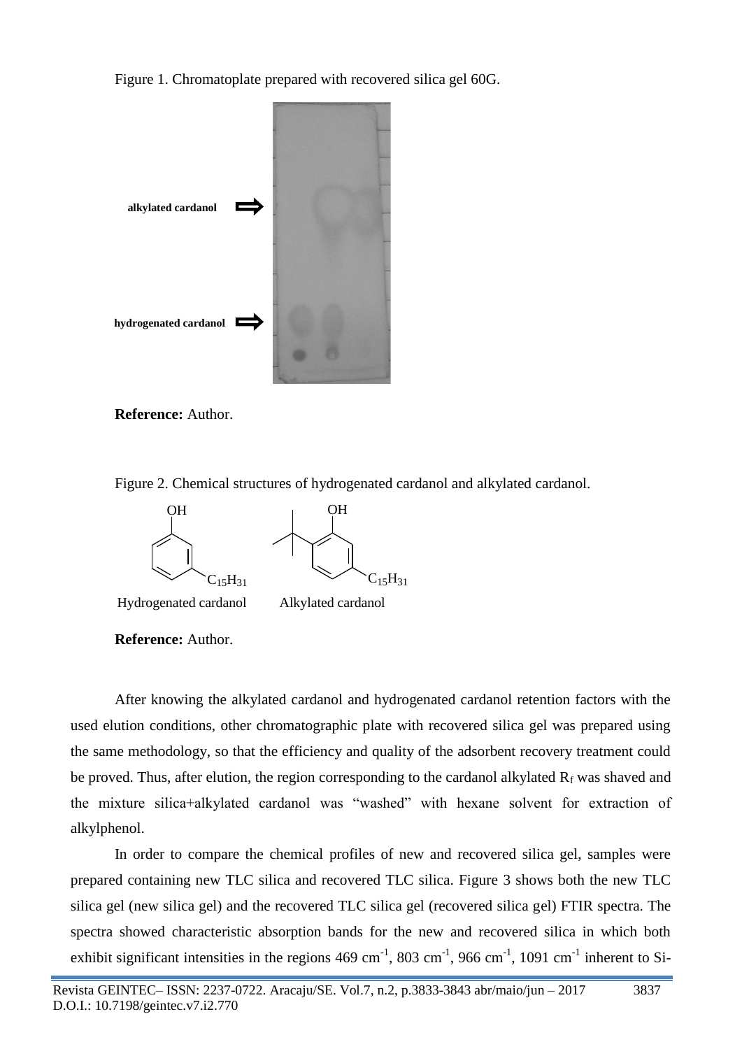Figure 1. Chromatoplate prepared with recovered silica gel 60G.

**Reference:** Author.

Figure 2. Chemical structures of hydrogenated cardanol and alkylated cardanol.

**Reference:** Author.

After knowing the alkylated cardanol and hydrogenated cardanol retention factors with the used elution conditions, other chromatographic plate with recovered silica gel was prepared using the same methodology, so that the efficiency and quality of the adsorbent recovery treatment could be proved. Thus, after elution, the region corresponding to the cardanol alkylated $R_f$ was shaved and the mixture silica+alkylated cardanol was "washed" with hexane solvent for extraction of alkylphenol.

In order to compare the chemical profiles of new and recovered silica gel, samples were prepared containing new TLC silica and recovered TLC silica. Figure 3 shows both the new TLC silica gel (new silica gel) and the recovered TLC silica gel (recovered silica gel) FTIR spectra. The spectra showed characteristic absorption bands for the new and recovered silica in which both exhibit significant intensities in the regions 469 $cm^{-1}$, 803 $cm^{-1}$, 966 $cm^{-1}$, 1091 $cm^{-1}$ inherent to Si-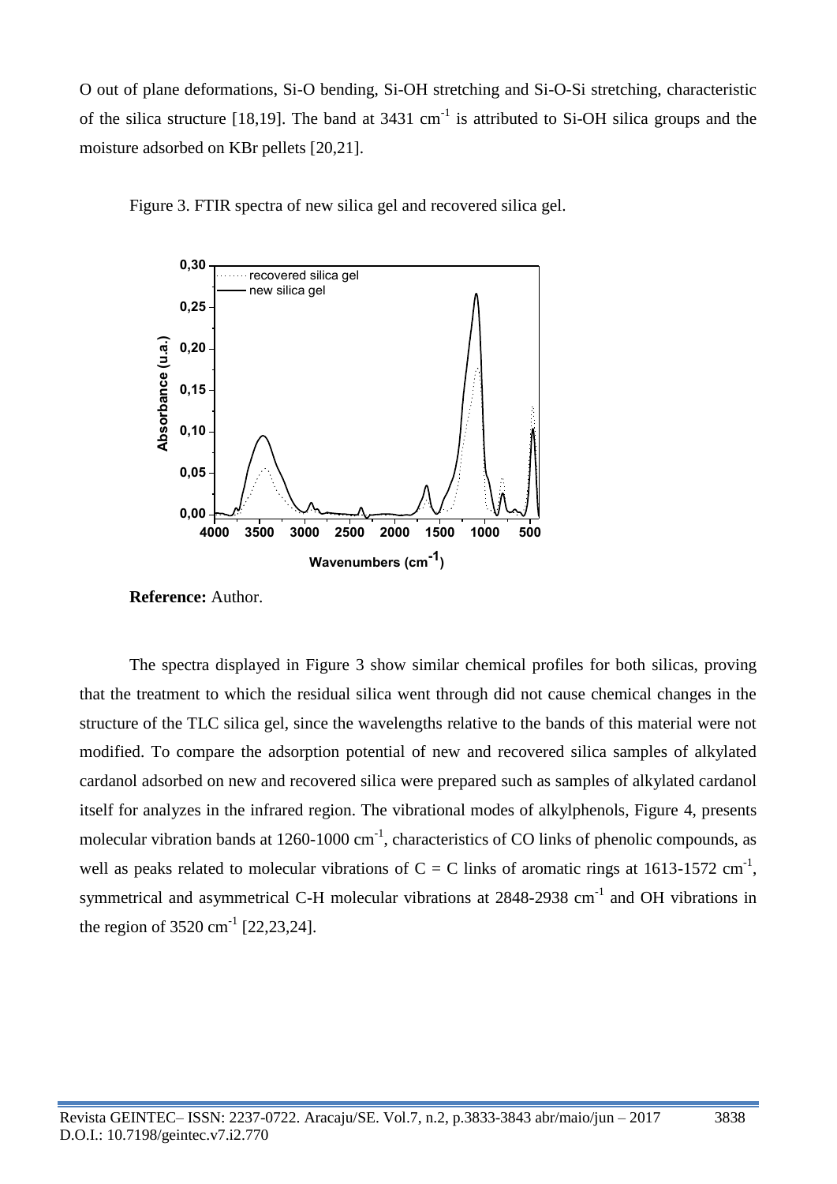O out of plane deformations, Si-O bending, Si-OH stretching and Si-O-Si stretching, characteristic of the silica structure [18,19]. The band at 3431 $cm^{-1}$ is attributed to Si-OH silica groups and the moisture adsorbed on KBr pellets [20,21].

Figure 3. FTIR spectra of new silica gel and recovered silica gel.

**Reference:** Author.

The spectra displayed in Figure 3 show similar chemical profiles for both silicas, proving that the treatment to which the residual silica went through did not cause chemical changes in the structure of the TLC silica gel, since the wavelengths relative to the bands of this material were not modified. To compare the adsorption potential of new and recovered silica samples of alkylated cardanol adsorbed on new and recovered silica were prepared such as samples of alkylated cardanol itself for analyzes in the infrared region. The vibrational modes of alkylphenols, Figure 4, presents molecular vibration bands at 1260-1000 $cm^{-1}$, characteristics of CO links of phenolic compounds, as well as peaks related to molecular vibrations of C = C links of aromatic rings at 1613-1572 $cm^{-1}$, symmetrical and asymmetrical C-H molecular vibrations at 2848-2938 $cm^{-1}$ and OH vibrations in the region of 3520 $cm^{-1}$ [22,23,24].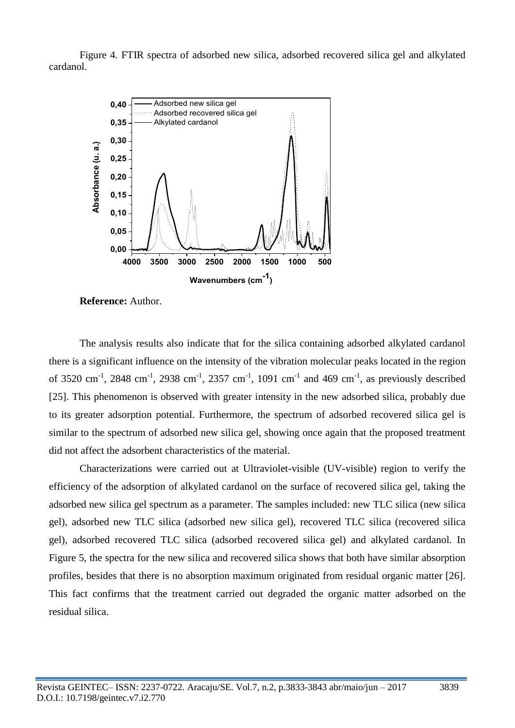Figure 4. FTIR spectra of adsorbed new silica, adsorbed recovered silica gel and alkylated cardanol.

**Reference:** Author.

The analysis results also indicate that for the silica containing adsorbed alkylated cardanol there is a significant influence on the intensity of the vibration molecular peaks located in the region of 3520 $cm^{-1}$, 2848 $cm^{-1}$, 2938 $cm^{-1}$, 2357 $cm^{-1}$, 1091 $cm^{-1}$ and 469 $cm^{-1}$, as previously described [25]. This phenomenon is observed with greater intensity in the new adsorbed silica, probably due to its greater adsorption potential. Furthermore, the spectrum of adsorbed recovered silica gel is similar to the spectrum of adsorbed new silica gel, showing once again that the proposed treatment did not affect the adsorbent characteristics of the material.

Characterizations were carried out at Ultraviolet-visible (UV-visible) region to verify the efficiency of the adsorption of alkylated cardanol on the surface of recovered silica gel, taking the adsorbed new silica gel spectrum as a parameter. The samples included: new TLC silica (new silica gel), adsorbed new TLC silica (adsorbed new silica gel), recovered TLC silica (recovered silica gel), adsorbed recovered TLC silica (adsorbed recovered silica gel) and alkylated cardanol. In Figure 5, the spectra for the new silica and recovered silica shows that both have similar absorption profiles, besides that there is no absorption maximum originated from residual organic matter [26]. This fact confirms that the treatment carried out degraded the organic matter adsorbed on the residual silica.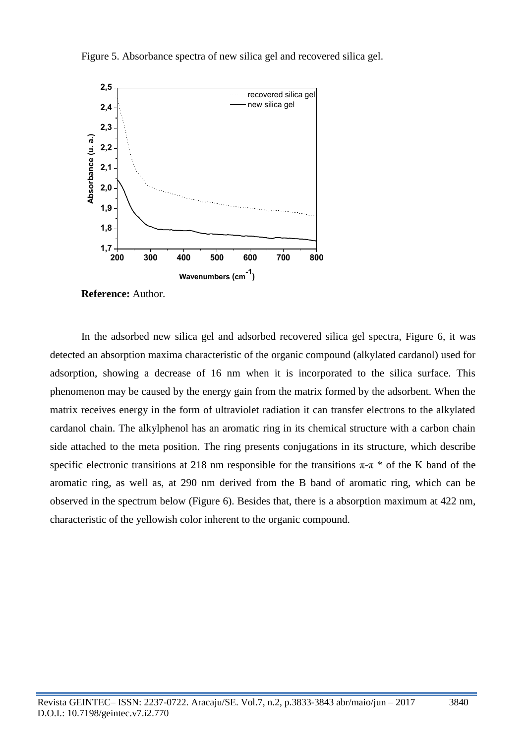Figure 5. Absorbance spectra of new silica gel and recovered silica gel.

**Reference:** Author.

In the adsorbed new silica gel and adsorbed recovered silica gel spectra, Figure 6, it was detected an absorption maxima characteristic of the organic compound (alkylated cardanol) used for adsorption, showing a decrease of 16 nm when it is incorporated to the silica surface. This phenomenon may be caused by the energy gain from the matrix formed by the adsorbent. When the matrix receives energy in the form of ultraviolet radiation it can transfer electrons to the alkylated cardanol chain. The alkylphenol has an aromatic ring in its chemical structure with a carbon chain side attached to the meta position. The ring presents conjugations in its structure, which describe specific electronic transitions at 218 nm responsible for the transitions $\pi$-$\pi$ * of the K band of the aromatic ring, as well as, at 290 nm derived from the B band of aromatic ring, which can be observed in the spectrum below (Figure 6). Besides that, there is a absorption maximum at 422 nm, characteristic of the yellowish color inherent to the organic compound.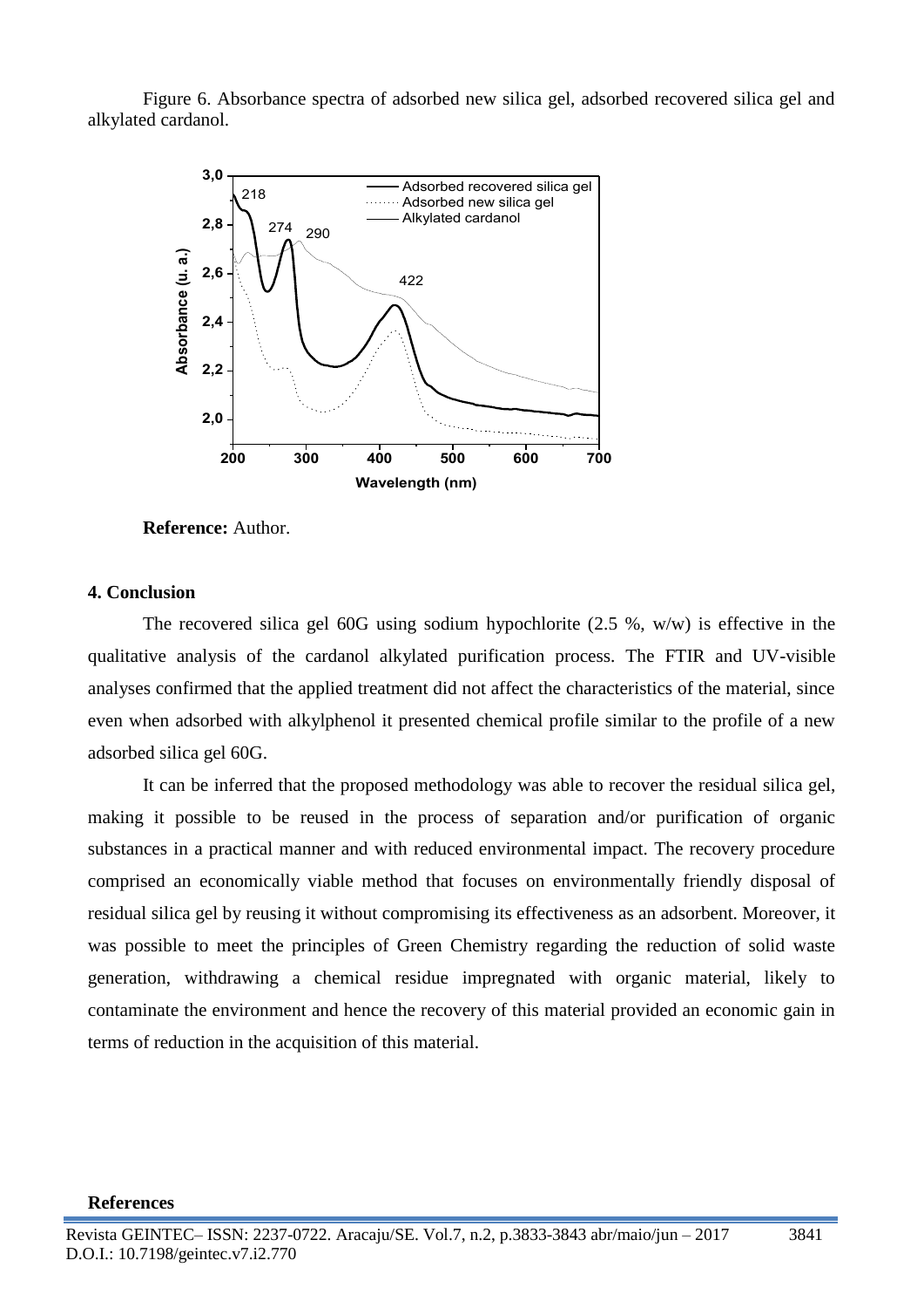Figure 6. Absorbance spectra of adsorbed new silica gel, adsorbed recovered silica gel and alkylated cardanol.

**Reference:** Author.

## 4. Conclusion

The recovered silica gel 60G using sodium hypochlorite (2.5 %, w/w) is effective in the qualitative analysis of the cardanol alkylated purification process. The FTIR and UV-visible analyses confirmed that the applied treatment did not affect the characteristics of the material, since even when adsorbed with alkylphenol it presented chemical profile similar to the profile of a new adsorbed silica gel 60G.

It can be inferred that the proposed methodology was able to recover the residual silica gel, making it possible to be reused in the process of separation and/or purification of organic substances in a practical manner and with reduced environmental impact. The recovery procedure comprised an economically viable method that focuses on environmentally friendly disposal of residual silica gel by reusing it without compromising its effectiveness as an adsorbent. Moreover, it was possible to meet the principles of Green Chemistry regarding the reduction of solid waste generation, withdrawing a chemical residue impregnated with organic material, likely to contaminate the environment and hence the recovery of this material provided an economic gain in terms of reduction in the acquisition of this material.

## References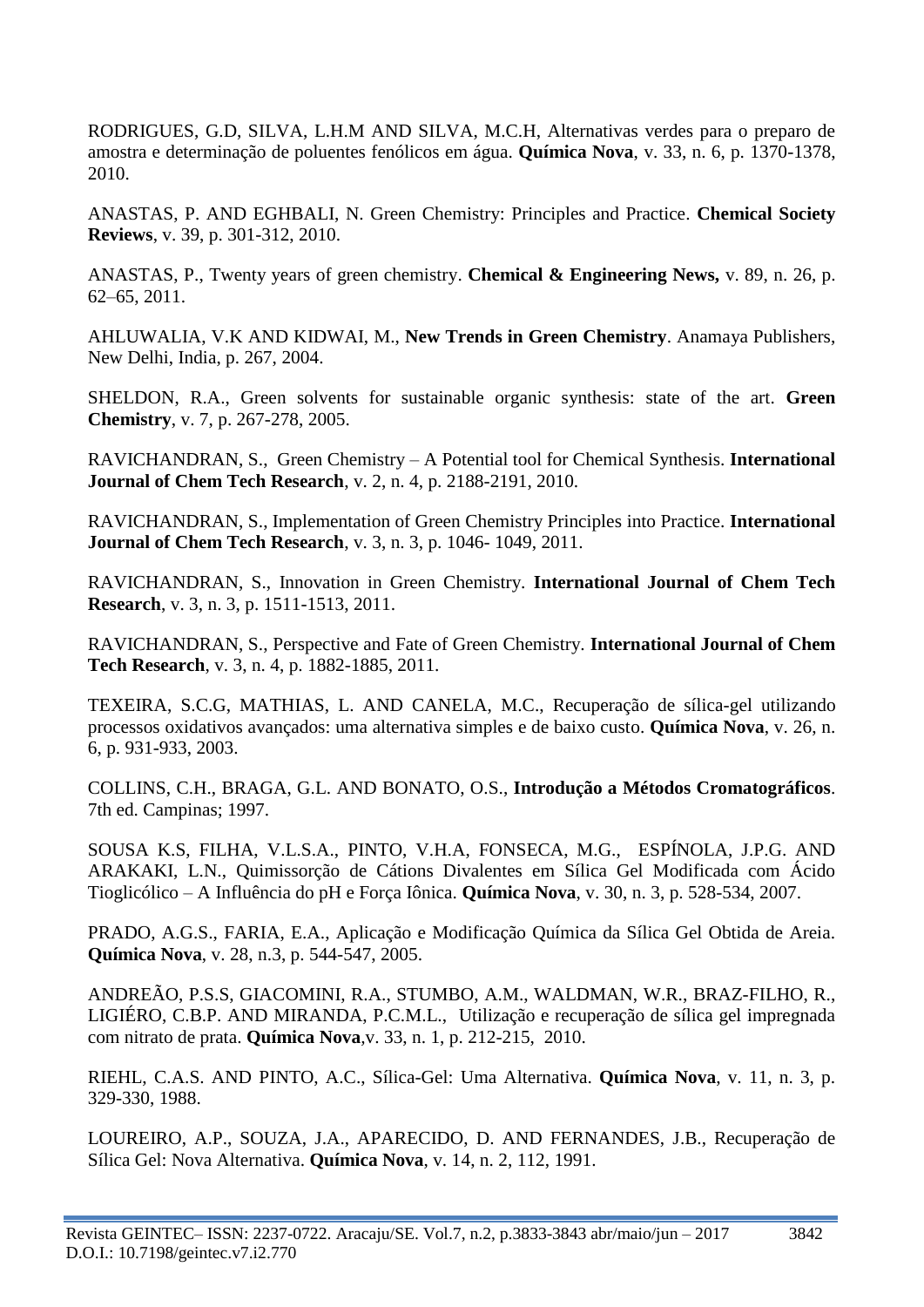RODRIGUES, G.D, SILVA, L.H.M AND SILVA, M.C.H, Alternativas verdes para o preparo de amostra e determinação de poluentes fenólicos em água. **Química Nova**, v. 33, n. 6, p. 1370-1378, 2010.

ANASTAS, P. AND EGHBALI, N. Green Chemistry: Principles and Practice. **Chemical Society Reviews**, v. 39, p. 301-312, 2010.

ANASTAS, P., Twenty years of green chemistry. **Chemical & Engineering News,** v. 89, n. 26, p. 62–65, 2011.

AHLUWALIA, V.K AND KIDWAI, M., **New Trends in Green Chemistry**. Anamaya Publishers, New Delhi, India, p. 267, 2004.

SHELDON, R.A., Green solvents for sustainable organic synthesis: state of the art. **Green Chemistry**, v. 7, p. 267-278, 2005.

RAVICHANDRAN, S., Green Chemistry – A Potential tool for Chemical Synthesis. **International Journal of Chem Tech Research**, v. 2, n. 4, p. 2188-2191, 2010.

RAVICHANDRAN, S., Implementation of Green Chemistry Principles into Practice. **International Journal of Chem Tech Research**, v. 3, n. 3, p. 1046- 1049, 2011.

RAVICHANDRAN, S., Innovation in Green Chemistry. **International Journal of Chem Tech Research**, v. 3, n. 3, p. 1511-1513, 2011.

RAVICHANDRAN, S., Perspective and Fate of Green Chemistry. **International Journal of Chem Tech Research**, v. 3, n. 4, p. 1882-1885, 2011.

TEXEIRA, S.C.G, MATHIAS, L. AND CANELA, M.C., Recuperação de sílica-gel utilizando processos oxidativos avançados: uma alternativa simples e de baixo custo. **Química Nova**, v. 26, n. 6, p. 931-933, 2003.

COLLINS, C.H., BRAGA, G.L. AND BONATO, O.S., **Introdução a Métodos Cromatográficos**. 7th ed. Campinas; 1997.

SOUSA K.S, FILHA, V.L.S.A., PINTO, V.H.A, FONSECA, M.G., ESPÍNOLA, J.P.G. AND ARAKAKI, L.N., Quimissorção de Cátions Divalentes em Sílica Gel Modificada com Ácido Tioglicólico – A Influência do pH e Força Iônica. **Química Nova**, v. 30, n. 3, p. 528-534, 2007.

PRADO, A.G.S., FARIA, E.A., Aplicação e Modificação Química da Sílica Gel Obtida de Areia. **Química Nova**, v. 28, n.3, p. 544-547, 2005.

ANDREÃO, P.S.S, GIACOMINI, R.A., STUMBO, A.M., WALDMAN, W.R., BRAZ-FILHO, R., LIGIÉRO, C.B.P. AND MIRANDA, P.C.M.L., Utilização e recuperação de sílica gel impregnada com nitrato de prata. **Química Nova**,v. 33, n. 1, p. 212-215, 2010.

RIEHL, C.A.S. AND PINTO, A.C., Sílica-Gel: Uma Alternativa. **Química Nova**, v. 11, n. 3, p. 329-330, 1988.

LOUREIRO, A.P., SOUZA, J.A., APARECIDO, D. AND FERNANDES, J.B., Recuperação de Sílica Gel: Nova Alternativa. **Química Nova**, v. 14, n. 2, 112, 1991.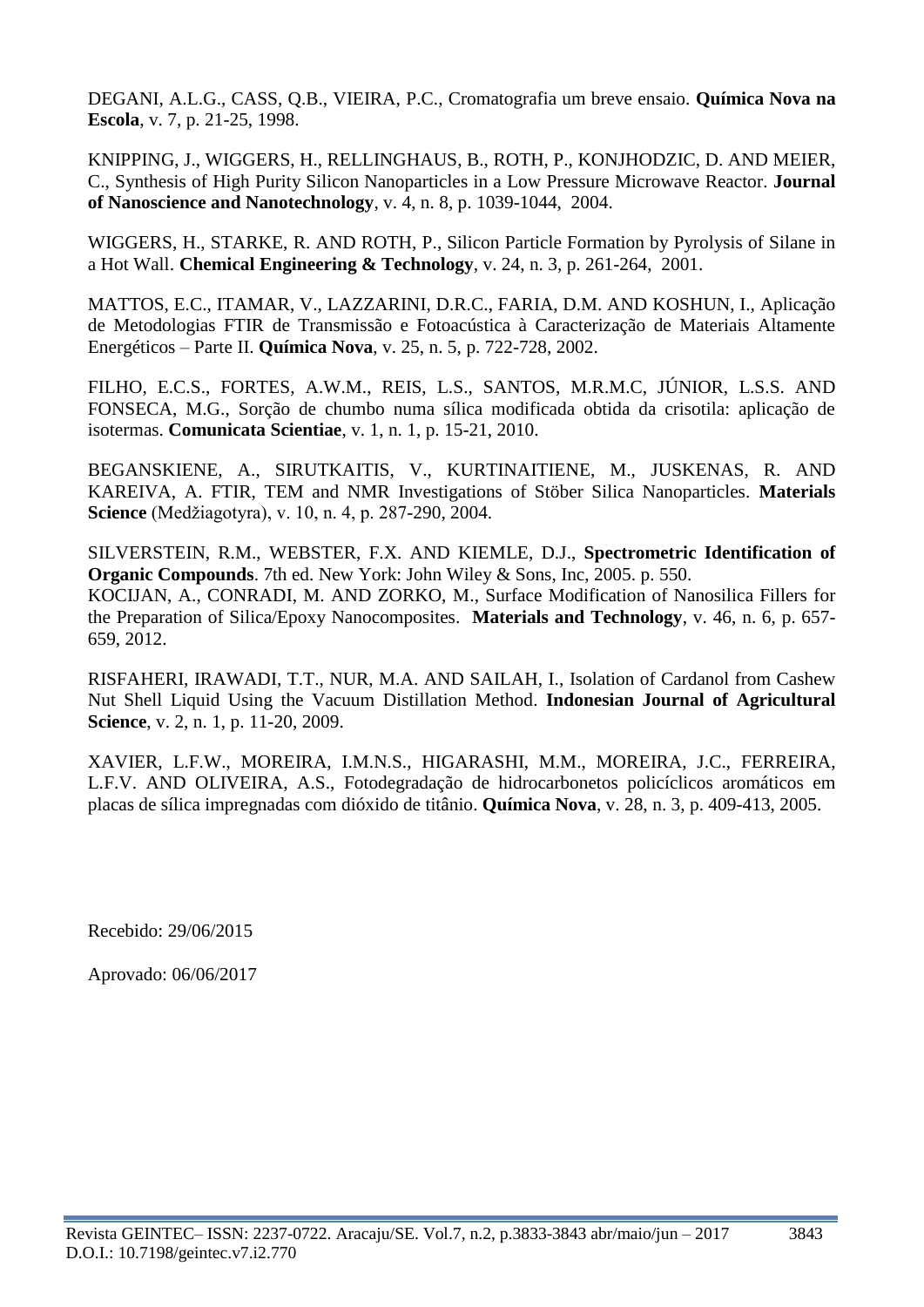DEGANI, A.L.G., CASS, Q.B., VIEIRA, P.C., Cromatografia um breve ensaio. **Química Nova na Escola**, v. 7, p. 21-25, 1998.

KNIPPING, J., WIGGERS, H., RELLINGHAUS, B., ROTH, P., KONJHODZIC, D. AND MEIER, C., Synthesis of High Purity Silicon Nanoparticles in a Low Pressure Microwave Reactor. **Journal of Nanoscience and Nanotechnology**, v. 4, n. 8, p. 1039-1044, 2004.

WIGGERS, H., STARKE, R. AND ROTH, P., Silicon Particle Formation by Pyrolysis of Silane in a Hot Wall. **Chemical Engineering & Technology**, v. 24, n. 3, p. 261-264, 2001.

MATTOS, E.C., ITAMAR, V., LAZZARINI, D.R.C., FARIA, D.M. AND KOSHUN, I., Aplicação de Metodologias FTIR de Transmissão e Fotoacústica à Caracterização de Materiais Altamente Energéticos – Parte II. **Química Nova**, v. 25, n. 5, p. 722-728, 2002.

FILHO, E.C.S., FORTES, A.W.M., REIS, L.S., SANTOS, M.R.M.C, JÚNIOR, L.S.S. AND FONSECA, M.G., Sorção de chumbo numa sílica modificada obtida da crisotila: aplicação de isotermas. **Comunicata Scientiae**, v. 1, n. 1, p. 15-21, 2010.

BEGANSKIENE, A., SIRUTKAITIS, V., KURTINAITIENE, M., JUSKENAS, R. AND KAREIVA, A. FTIR, TEM and NMR Investigations of Stöber Silica Nanoparticles. **Materials Science** (Medžiagotyra), v. 10, n. 4, p. 287-290, 2004.

SILVERSTEIN, R.M., WEBSTER, F.X. AND KIEMLE, D.J., **Spectrometric Identification of Organic Compounds**. 7th ed. New York: John Wiley & Sons, Inc, 2005. p. 550.

KOCIJAN, A., CONRADI, M. AND ZORKO, M., Surface Modification of Nanosilica Fillers for the Preparation of Silica/Epoxy Nanocomposites. **Materials and Technology**, v. 46, n. 6, p. 657-659, 2012.

RISFAHERI, IRAWADI, T.T., NUR, M.A. AND SAILAH, I., Isolation of Cardanol from Cashew Nut Shell Liquid Using the Vacuum Distillation Method. **Indonesian Journal of Agricultural Science**, v. 2, n. 1, p. 11-20, 2009.

XAVIER, L.F.W., MOREIRA, I.M.N.S., HIGARASHI, M.M., MOREIRA, J.C., FERREIRA, L.F.V. AND OLIVEIRA, A.S., Fotodegradação de hidrocarbonetos policíclicos aromáticos em placas de sílica impregnadas com dióxido de titânio. **Química Nova**, v. 28, n. 3, p. 409-413, 2005.

Recebido: 29/06/2015

Aprovado: 06/06/2017